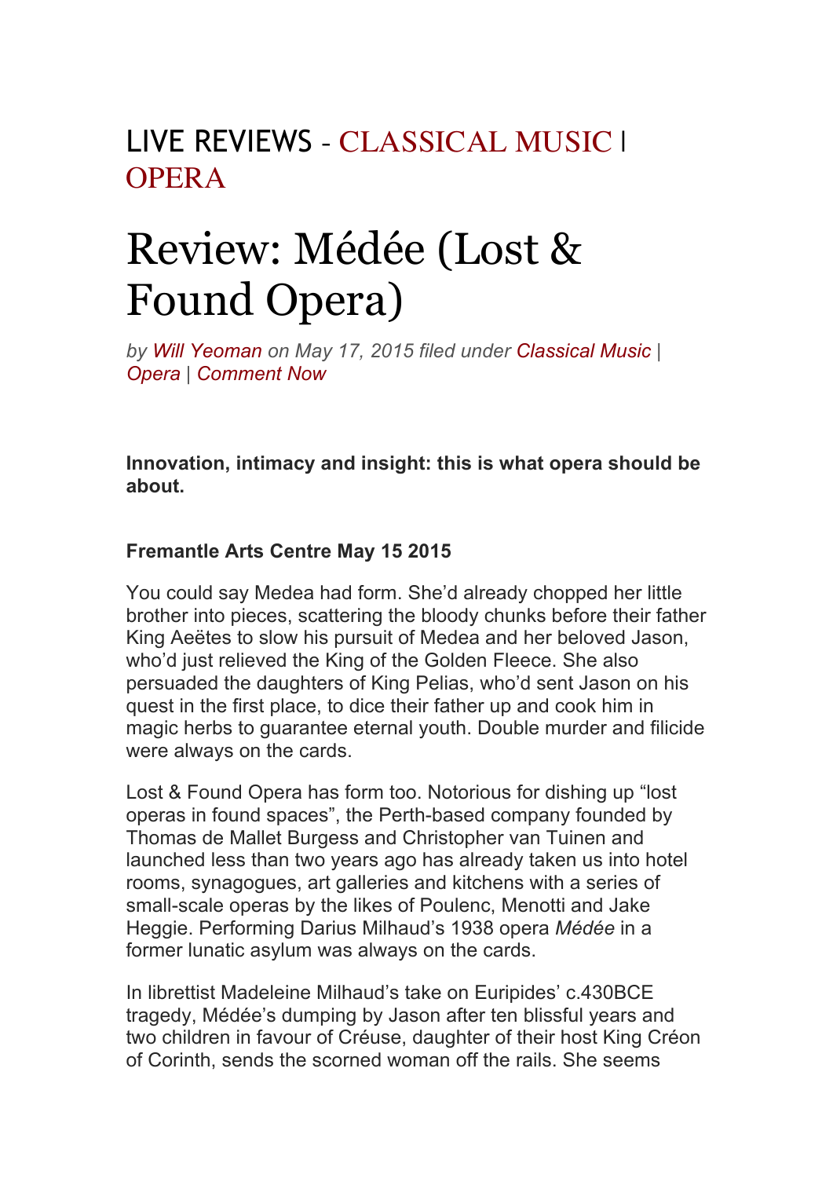LIVE REVIEWS - CLASSICAL MUSIC | OPERA

# Review: Médée (Lost & Found Opera)

*by Will Yeoman on May 17, 2015 filed under Classical Music | Opera | Comment Now*

**Innovation, intimacy and insight: this is what opera should be about.**

**Fremantle Arts Centre May 15 2015**

You could say Medea had form. She'd already chopped her little brother into pieces, scattering the bloody chunks before their father King Aeëtes to slow his pursuit of Medea and her beloved Jason, who'd just relieved the King of the Golden Fleece. She also persuaded the daughters of King Pelias, who'd sent Jason on his quest in the first place, to dice their father up and cook him in magic herbs to guarantee eternal youth. Double murder and filicide were always on the cards.

Lost & Found Opera has form too. Notorious for dishing up "lost operas in found spaces", the Perth-based company founded by Thomas de Mallet Burgess and Christopher van Tuinen and launched less than two years ago has already taken us into hotel rooms, synagogues, art galleries and kitchens with a series of small-scale operas by the likes of Poulenc, Menotti and Jake Heggie. Performing Darius Milhaud's 1938 opera *Médée* in a former lunatic asylum was always on the cards.

In librettist Madeleine Milhaud's take on Euripides' c.430BCE tragedy, Médée's dumping by Jason after ten blissful years and two children in favour of Créuse, daughter of their host King Créon of Corinth, sends the scorned woman off the rails. She seems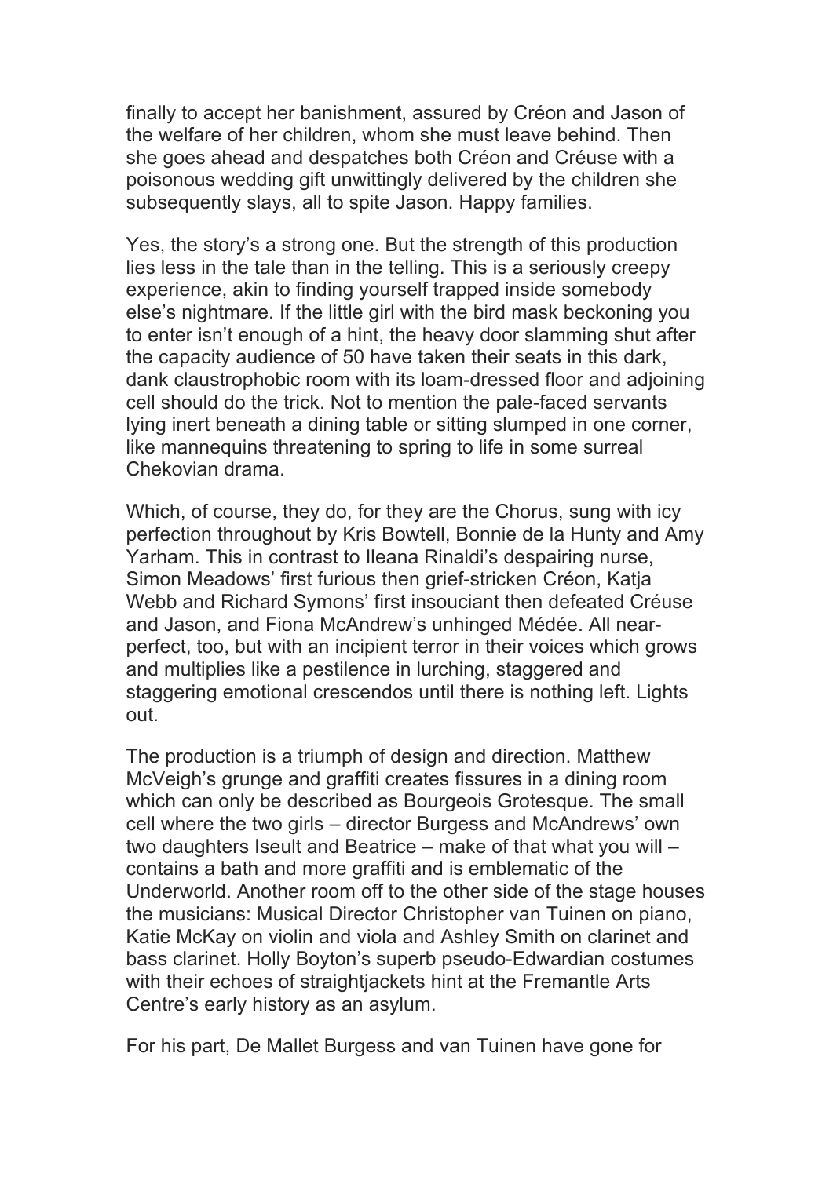finally to accept her banishment, assured by Créon and Jason of the welfare of her children, whom she must leave behind. Then she goes ahead and despatches both Créon and Créuse with a poisonous wedding gift unwittingly delivered by the children she subsequently slays, all to spite Jason. Happy families.

Yes, the story's a strong one. But the strength of this production lies less in the tale than in the telling. This is a seriously creepy experience, akin to finding yourself trapped inside somebody else's nightmare. If the little girl with the bird mask beckoning you to enter isn't enough of a hint, the heavy door slamming shut after the capacity audience of 50 have taken their seats in this dark, dank claustrophobic room with its loam-dressed floor and adjoining cell should do the trick. Not to mention the pale-faced servants lying inert beneath a dining table or sitting slumped in one corner, like mannequins threatening to spring to life in some surreal Chekovian drama.

Which, of course, they do, for they are the Chorus, sung with icy perfection throughout by Kris Bowtell, Bonnie de la Hunty and Amy Yarham. This in contrast to Ileana Rinaldi's despairing nurse, Simon Meadows' first furious then grief-stricken Créon, Katja Webb and Richard Symons' first insouciant then defeated Créuse and Jason, and Fiona McAndrew's unhinged Médée. All near-perfect, too, but with an incipient terror in their voices which grows and multiplies like a pestilence in lurching, staggered and staggering emotional crescendos until there is nothing left. Lights out.

The production is a triumph of design and direction. Matthew McVeigh's grunge and graffiti creates fissures in a dining room which can only be described as Bourgeois Grotesque. The small cell where the two girls – director Burgess and McAndrews' own two daughters Iseult and Beatrice – make of that what you will – contains a bath and more graffiti and is emblematic of the Underworld. Another room off to the other side of the stage houses the musicians: Musical Director Christopher van Tuinen on piano, Katie McKay on violin and viola and Ashley Smith on clarinet and bass clarinet. Holly Boyton's superb pseudo-Edwardian costumes with their echoes of straightjackets hint at the Fremantle Arts Centre's early history as an asylum.

For his part, De Mallet Burgess and van Tuinen have gone for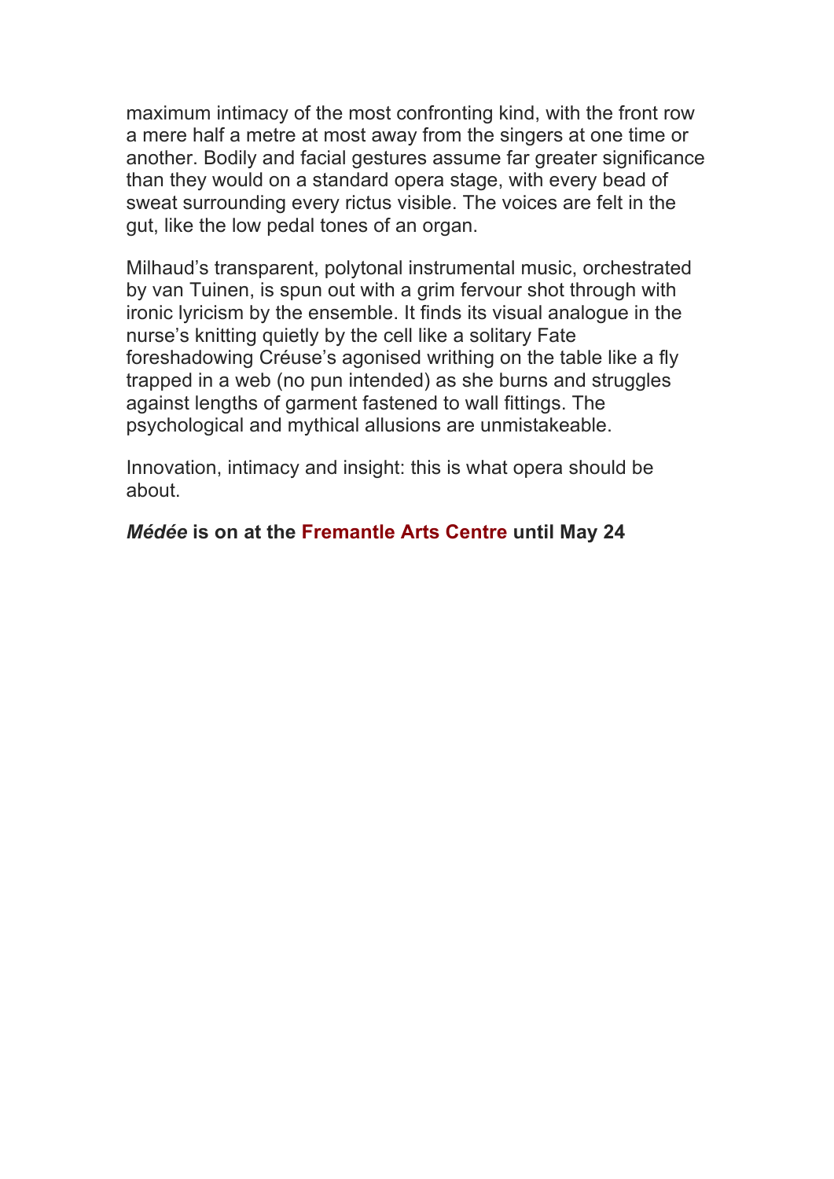maximum intimacy of the most confronting kind, with the front row a mere half a metre at most away from the singers at one time or another. Bodily and facial gestures assume far greater significance than they would on a standard opera stage, with every bead of sweat surrounding every rictus visible. The voices are felt in the gut, like the low pedal tones of an organ.

Milhaud's transparent, polytonal instrumental music, orchestrated by van Tuinen, is spun out with a grim fervour shot through with ironic lyricism by the ensemble. It finds its visual analogue in the nurse's knitting quietly by the cell like a solitary Fate foreshadowing Créuse's agonised writhing on the table like a fly trapped in a web (no pun intended) as she burns and struggles against lengths of garment fastened to wall fittings. The psychological and mythical allusions are unmistakeable.

Innovation, intimacy and insight: this is what opera should be about.

***Médée*** **is on at the Fremantle Arts Centre until May 24**